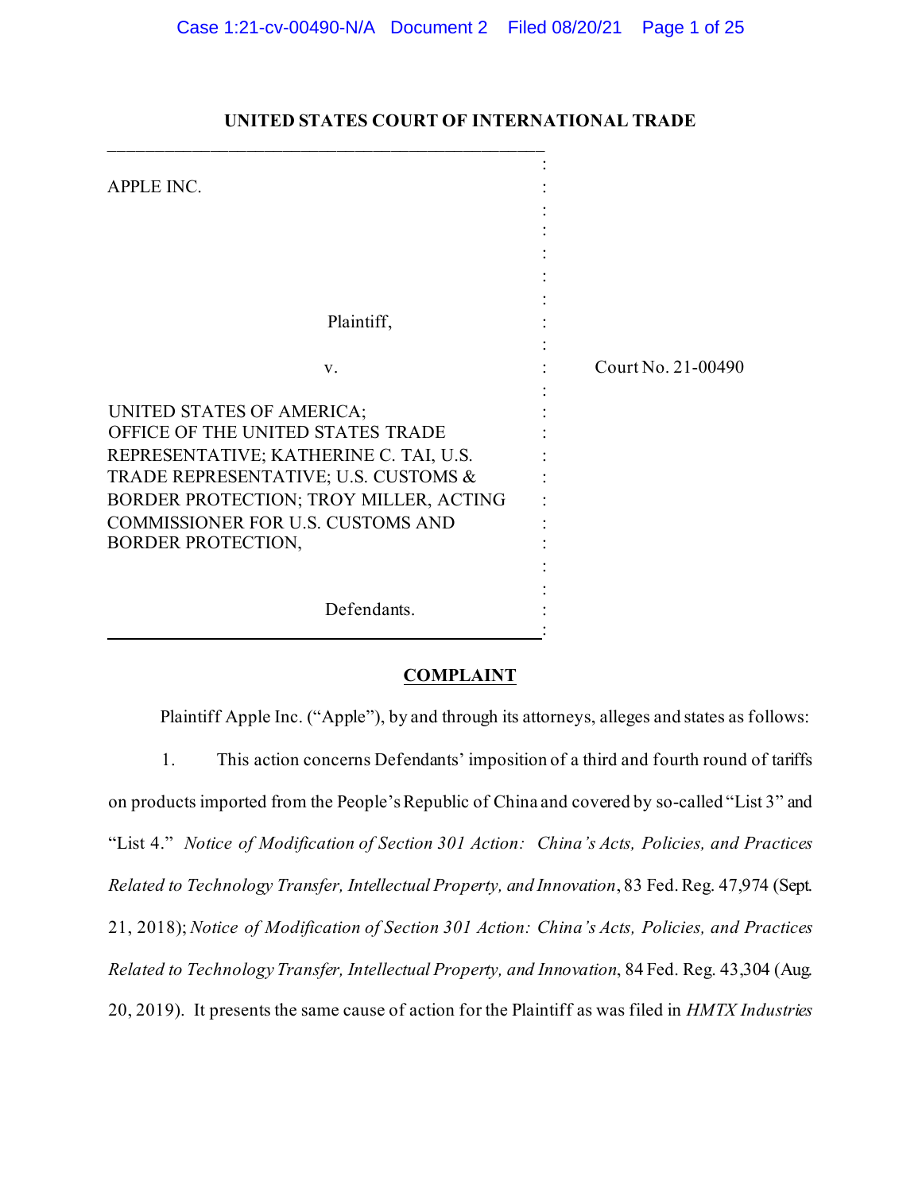**UNITED STATES COURT OF INTERNATIONAL TRADE**

| | |
|---|---|
| APPLE INC.<br><br>Plaintiff,<br><br>v.<br><br>UNITED STATES OF AMERICA; OFFICE OF THE UNITED STATES TRADE REPRESENTATIVE; KATHERINE C. TAI, U.S. TRADE REPRESENTATIVE; U.S. CUSTOMS & BORDER PROTECTION; TROY MILLER, ACTING COMMISSIONER FOR U.S. CUSTOMS AND BORDER PROTECTION,<br><br>Defendants. | Court No. 21-00490 |

**COMPLAINT**

Plaintiff Apple Inc. ("Apple"), by and through its attorneys, alleges and states as follows:

1. This action concerns Defendants' imposition of a third and fourth round of tariffs on products imported from the People's Republic of China and covered by so-called "List 3" and "List 4." *Notice of Modification of Section 301 Action: China's Acts, Policies, and Practices Related to Technology Transfer, Intellectual Property, and Innovation*, 83 Fed. Reg. 47,974 (Sept. 21, 2018); *Notice of Modification of Section 301 Action: China's Acts, Policies, and Practices Related to Technology Transfer, Intellectual Property, and Innovation*, 84 Fed. Reg. 43,304 (Aug. 20, 2019). It presents the same cause of action for the Plaintiff as was filed in *HMTX Industries*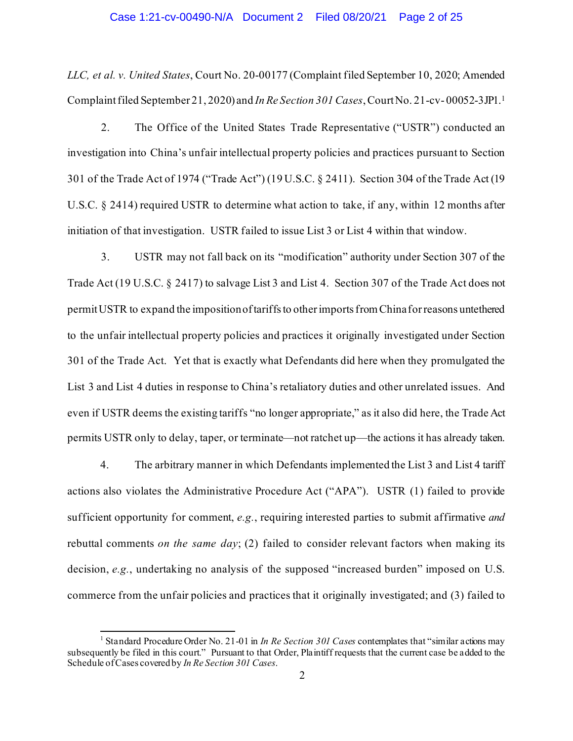*LLC, et al. v. United States*, Court No. 20-00177 (Complaint filed September 10, 2020; Amended Complaint filed September 21, 2020) and *In Re Section 301 Cases*, Court No. 21-cv- 00052-3JP1.[1]

2. The Office of the United States Trade Representative ("USTR") conducted an investigation into China's unfair intellectual property policies and practices pursuant to Section 301 of the Trade Act of 1974 ("Trade Act") (19 U.S.C. § 2411). Section 304 of the Trade Act (19 U.S.C. § 2414) required USTR to determine what action to take, if any, within 12 months after initiation of that investigation. USTR failed to issue List 3 or List 4 within that window.

3. USTR may not fall back on its "modification" authority under Section 307 of the Trade Act (19 U.S.C. § 2417) to salvage List 3 and List 4. Section 307 of the Trade Act does not permit USTR to expand the imposition of tariffs to other imports from China for reasons untethered to the unfair intellectual property policies and practices it originally investigated under Section 301 of the Trade Act. Yet that is exactly what Defendants did here when they promulgated the List 3 and List 4 duties in response to China's retaliatory duties and other unrelated issues. And even if USTR deems the existing tariffs "no longer appropriate," as it also did here, the Trade Act permits USTR only to delay, taper, or terminate—not ratchet up—the actions it has already taken.

4. The arbitrary manner in which Defendants implemented the List 3 and List 4 tariff actions also violates the Administrative Procedure Act ("APA"). USTR (1) failed to provide sufficient opportunity for comment, *e.g.*, requiring interested parties to submit affirmative *and* rebuttal comments *on the same day*; (2) failed to consider relevant factors when making its decision, *e.g.*, undertaking no analysis of the supposed "increased burden" imposed on U.S. commerce from the unfair policies and practices that it originally investigated; and (3) failed to

[1] Standard Procedure Order No. 21-01 in *In Re Section 301 Cases* contemplates that "similar actions may subsequently be filed in this court." Pursuant to that Order, Plaintiff requests that the current case be added to the Schedule of Cases covered by *In Re Section 301 Cases*.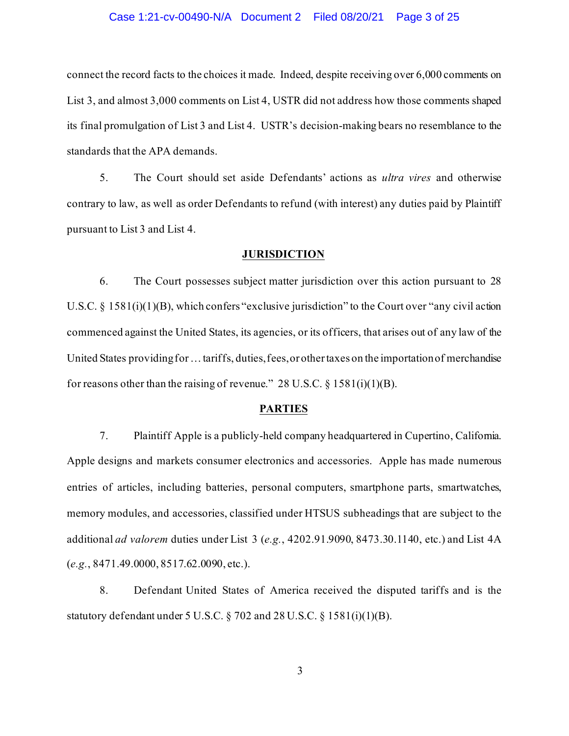connect the record facts to the choices it made. Indeed, despite receiving over 6,000 comments on List 3, and almost 3,000 comments on List 4, USTR did not address how those comments shaped its final promulgation of List 3 and List 4. USTR's decision-making bears no resemblance to the standards that the APA demands.

5. The Court should set aside Defendants' actions as *ultra vires* and otherwise contrary to law, as well as order Defendants to refund (with interest) any duties paid by Plaintiff pursuant to List 3 and List 4.

## JURISDICTION

6. The Court possesses subject matter jurisdiction over this action pursuant to 28 U.S.C. § 1581(i)(1)(B), which confers "exclusive jurisdiction" to the Court over "any civil action commenced against the United States, its agencies, or its officers, that arises out of any law of the United States providing for … tariffs, duties, fees, or other taxes on the importation of merchandise for reasons other than the raising of revenue." 28 U.S.C. § 1581(i)(1)(B).

## PARTIES

7. Plaintiff Apple is a publicly-held company headquartered in Cupertino, California. Apple designs and markets consumer electronics and accessories. Apple has made numerous entries of articles, including batteries, personal computers, smartphone parts, smartwatches, memory modules, and accessories, classified under HTSUS subheadings that are subject to the additional *ad valorem* duties under List 3 (*e.g.*, 4202.91.9090, 8473.30.1140, etc.) and List 4A (*e.g.*, 8471.49.0000, 8517.62.0090, etc.).

8. Defendant United States of America received the disputed tariffs and is the statutory defendant under 5 U.S.C. § 702 and 28 U.S.C. § 1581(i)(1)(B).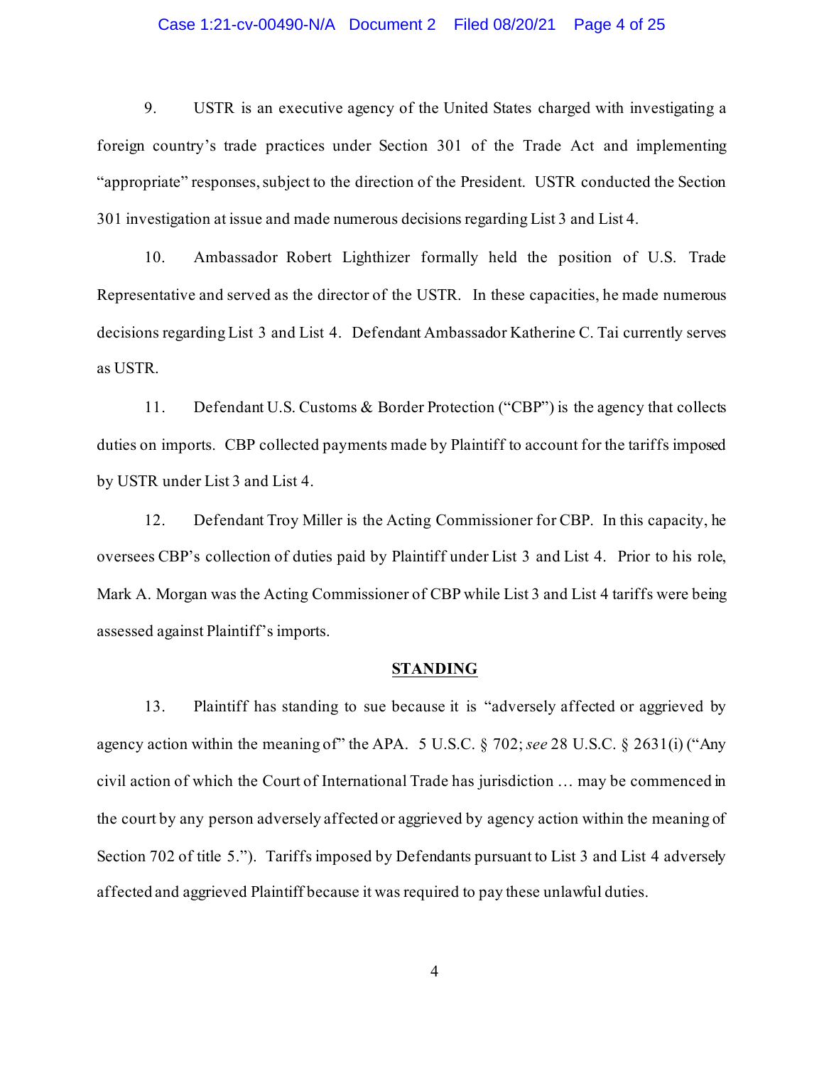9. USTR is an executive agency of the United States charged with investigating a foreign country's trade practices under Section 301 of the Trade Act and implementing "appropriate" responses, subject to the direction of the President. USTR conducted the Section 301 investigation at issue and made numerous decisions regarding List 3 and List 4.

10. Ambassador Robert Lighthizer formally held the position of U.S. Trade Representative and served as the director of the USTR. In these capacities, he made numerous decisions regarding List 3 and List 4. Defendant Ambassador Katherine C. Tai currently serves as USTR.

11. Defendant U.S. Customs & Border Protection ("CBP") is the agency that collects duties on imports. CBP collected payments made by Plaintiff to account for the tariffs imposed by USTR under List 3 and List 4.

12. Defendant Troy Miller is the Acting Commissioner for CBP. In this capacity, he oversees CBP's collection of duties paid by Plaintiff under List 3 and List 4. Prior to his role, Mark A. Morgan was the Acting Commissioner of CBP while List 3 and List 4 tariffs were being assessed against Plaintiff's imports.

## STANDING

13. Plaintiff has standing to sue because it is "adversely affected or aggrieved by agency action within the meaning of" the APA. 5 U.S.C. § 702; *see* 28 U.S.C. § 2631(i) ("Any civil action of which the Court of International Trade has jurisdiction … may be commenced in the court by any person adversely affected or aggrieved by agency action within the meaning of Section 702 of title 5."). Tariffs imposed by Defendants pursuant to List 3 and List 4 adversely affected and aggrieved Plaintiff because it was required to pay these unlawful duties.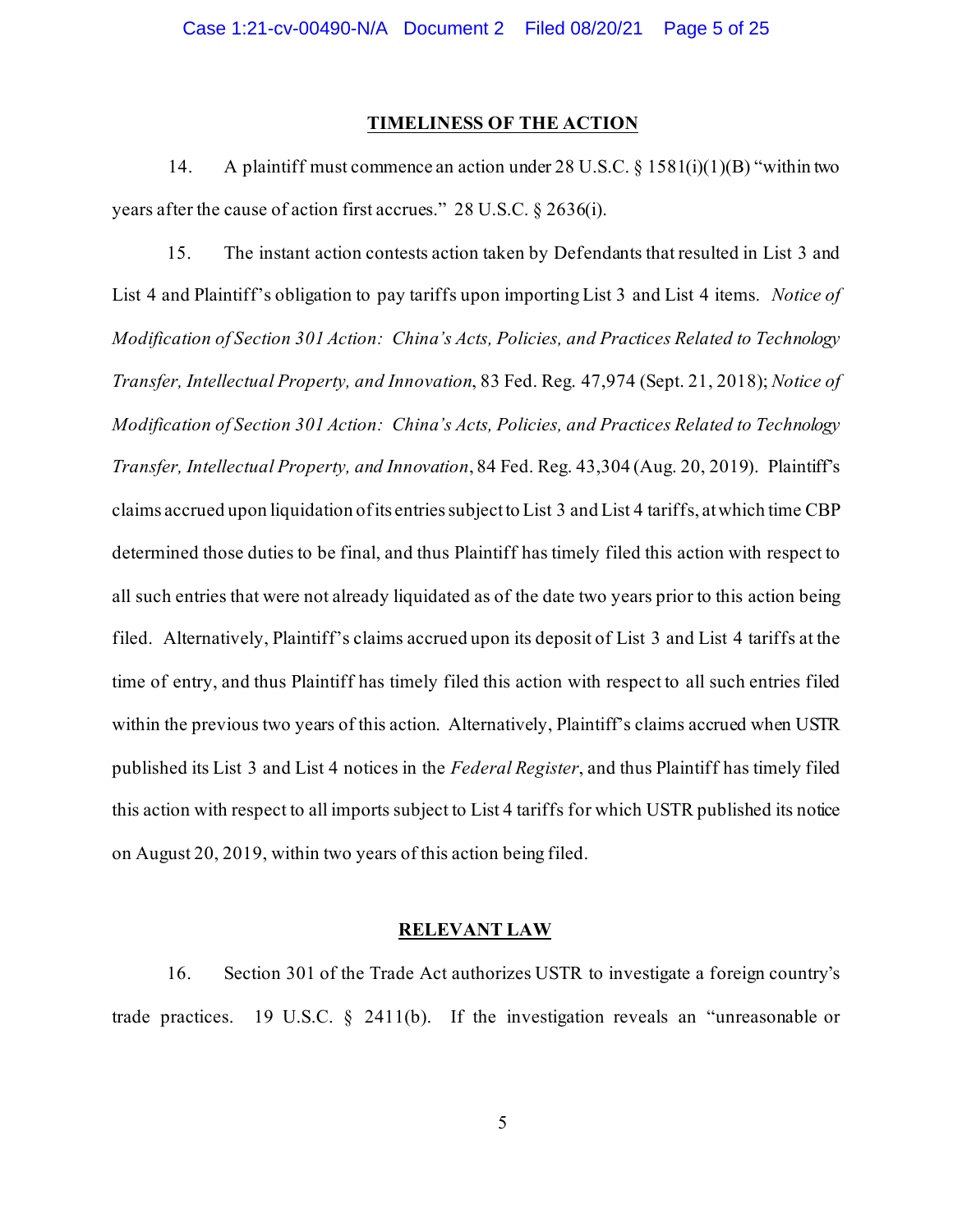## TIMELINESS OF THE ACTION

14. A plaintiff must commence an action under 28 U.S.C. § 1581(i)(1)(B) "within two years after the cause of action first accrues." 28 U.S.C. § 2636(i).

15. The instant action contests action taken by Defendants that resulted in List 3 and List 4 and Plaintiff's obligation to pay tariffs upon importing List 3 and List 4 items. *Notice of Modification of Section 301 Action: China's Acts, Policies, and Practices Related to Technology Transfer, Intellectual Property, and Innovation*, 83 Fed. Reg. 47,974 (Sept. 21, 2018); *Notice of Modification of Section 301 Action: China's Acts, Policies, and Practices Related to Technology Transfer, Intellectual Property, and Innovation*, 84 Fed. Reg. 43,304 (Aug. 20, 2019). Plaintiff's claims accrued upon liquidation of its entries subject to List 3 and List 4 tariffs, at which time CBP determined those duties to be final, and thus Plaintiff has timely filed this action with respect to all such entries that were not already liquidated as of the date two years prior to this action being filed. Alternatively, Plaintiff's claims accrued upon its deposit of List 3 and List 4 tariffs at the time of entry, and thus Plaintiff has timely filed this action with respect to all such entries filed within the previous two years of this action. Alternatively, Plaintiff's claims accrued when USTR published its List 3 and List 4 notices in the *Federal Register*, and thus Plaintiff has timely filed this action with respect to all imports subject to List 4 tariffs for which USTR published its notice on August 20, 2019, within two years of this action being filed.

## RELEVANT LAW

16. Section 301 of the Trade Act authorizes USTR to investigate a foreign country's trade practices. 19 U.S.C. § 2411(b). If the investigation reveals an "unreasonable or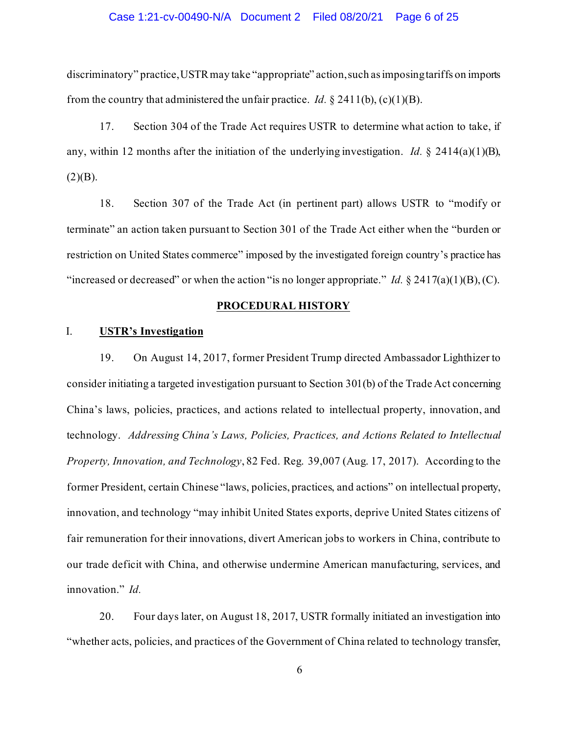discriminatory" practice, USTR may take "appropriate" action, such as imposing tariffs on imports from the country that administered the unfair practice. *Id.* § 2411(b), (c)(1)(B).

17. Section 304 of the Trade Act requires USTR to determine what action to take, if any, within 12 months after the initiation of the underlying investigation. *Id.* § 2414(a)(1)(B), (2)(B).

18. Section 307 of the Trade Act (in pertinent part) allows USTR to "modify or terminate" an action taken pursuant to Section 301 of the Trade Act either when the "burden or restriction on United States commerce" imposed by the investigated foreign country's practice has "increased or decreased" or when the action "is no longer appropriate." *Id.* § 2417(a)(1)(B), (C).

## PROCEDURAL HISTORY

### I. USTR's Investigation

19. On August 14, 2017, former President Trump directed Ambassador Lighthizer to consider initiating a targeted investigation pursuant to Section 301(b) of the Trade Act concerning China's laws, policies, practices, and actions related to intellectual property, innovation, and technology. *Addressing China's Laws, Policies, Practices, and Actions Related to Intellectual Property, Innovation, and Technology*, 82 Fed. Reg. 39,007 (Aug. 17, 2017). According to the former President, certain Chinese "laws, policies, practices, and actions" on intellectual property, innovation, and technology "may inhibit United States exports, deprive United States citizens of fair remuneration for their innovations, divert American jobs to workers in China, contribute to our trade deficit with China, and otherwise undermine American manufacturing, services, and innovation." *Id.*

20. Four days later, on August 18, 2017, USTR formally initiated an investigation into "whether acts, policies, and practices of the Government of China related to technology transfer,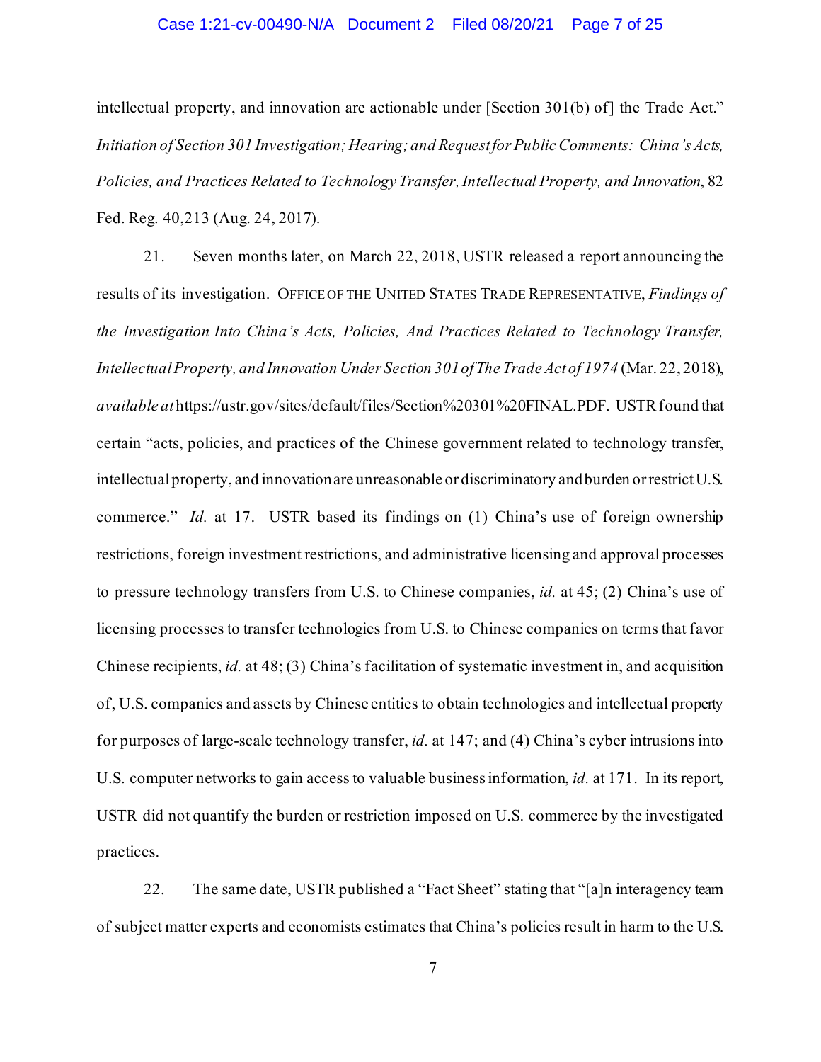intellectual property, and innovation are actionable under [Section 301(b) of] the Trade Act." *Initiation of Section 301 Investigation; Hearing; and Request for Public Comments: China's Acts, Policies, and Practices Related to Technology Transfer, Intellectual Property, and Innovation*, 82 Fed. Reg. 40,213 (Aug. 24, 2017).

21. Seven months later, on March 22, 2018, USTR released a report announcing the results of its investigation. OFFICE OF THE UNITED STATES TRADE REPRESENTATIVE, *Findings of the Investigation Into China's Acts, Policies, And Practices Related to Technology Transfer, Intellectual Property, and Innovation Under Section 301 of The Trade Act of 1974* (Mar. 22, 2018), *available at* https://ustr.gov/sites/default/files/Section%20301%20FINAL.PDF. USTR found that certain "acts, policies, and practices of the Chinese government related to technology transfer, intellectual property, and innovation are unreasonable or discriminatory and burden or restrict U.S. commerce." *Id.* at 17. USTR based its findings on (1) China's use of foreign ownership restrictions, foreign investment restrictions, and administrative licensing and approval processes to pressure technology transfers from U.S. to Chinese companies, *id.* at 45; (2) China's use of licensing processes to transfer technologies from U.S. to Chinese companies on terms that favor Chinese recipients, *id.* at 48; (3) China's facilitation of systematic investment in, and acquisition of, U.S. companies and assets by Chinese entities to obtain technologies and intellectual property for purposes of large-scale technology transfer, *id.* at 147; and (4) China's cyber intrusions into U.S. computer networks to gain access to valuable business information, *id.* at 171. In its report, USTR did not quantify the burden or restriction imposed on U.S. commerce by the investigated practices.

22. The same date, USTR published a "Fact Sheet" stating that "[a]n interagency team of subject matter experts and economists estimates that China's policies result in harm to the U.S.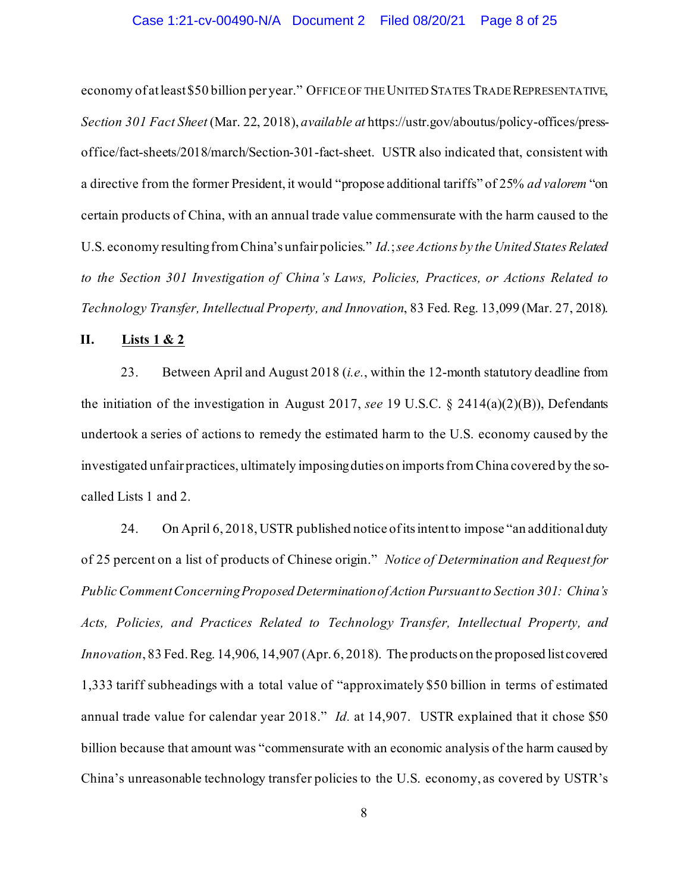economy of at least $50 billion per year." OFFICE OF THE UNITED STATES TRADE REPRESENTATIVE, *Section 301 Fact Sheet* (Mar. 22, 2018), *available at* https://ustr.gov/aboutus/policy-offices/press-office/fact-sheets/2018/march/Section-301-fact-sheet. USTR also indicated that, consistent with a directive from the former President, it would "propose additional tariffs" of 25% *ad valorem* "on certain products of China, with an annual trade value commensurate with the harm caused to the U.S. economy resulting from China's unfair policies." *Id.*; *see Actions by the United States Related to the Section 301 Investigation of China's Laws, Policies, Practices, or Actions Related to Technology Transfer, Intellectual Property, and Innovation*, 83 Fed. Reg. 13,099 (Mar. 27, 2018).

## II. Lists 1 & 2

23. Between April and August 2018 (*i.e.*, within the 12-month statutory deadline from the initiation of the investigation in August 2017, *see* 19 U.S.C. § 2414(a)(2)(B)), Defendants undertook a series of actions to remedy the estimated harm to the U.S. economy caused by the investigated unfair practices, ultimately imposing duties on imports from China covered by the so-called Lists 1 and 2.

24. On April 6, 2018, USTR published notice of its intent to impose "an additional duty of 25 percent on a list of products of Chinese origin." *Notice of Determination and Request for Public Comment Concerning Proposed Determination of Action Pursuant to Section 301: China's Acts, Policies, and Practices Related to Technology Transfer, Intellectual Property, and Innovation*, 83 Fed. Reg. 14,906, 14,907 (Apr. 6, 2018). The products on the proposed list covered 1,333 tariff subheadings with a total value of "approximately $50 billion in terms of estimated annual trade value for calendar year 2018." *Id.* at 14,907. USTR explained that it chose $50 billion because that amount was "commensurate with an economic analysis of the harm caused by China's unreasonable technology transfer policies to the U.S. economy, as covered by USTR's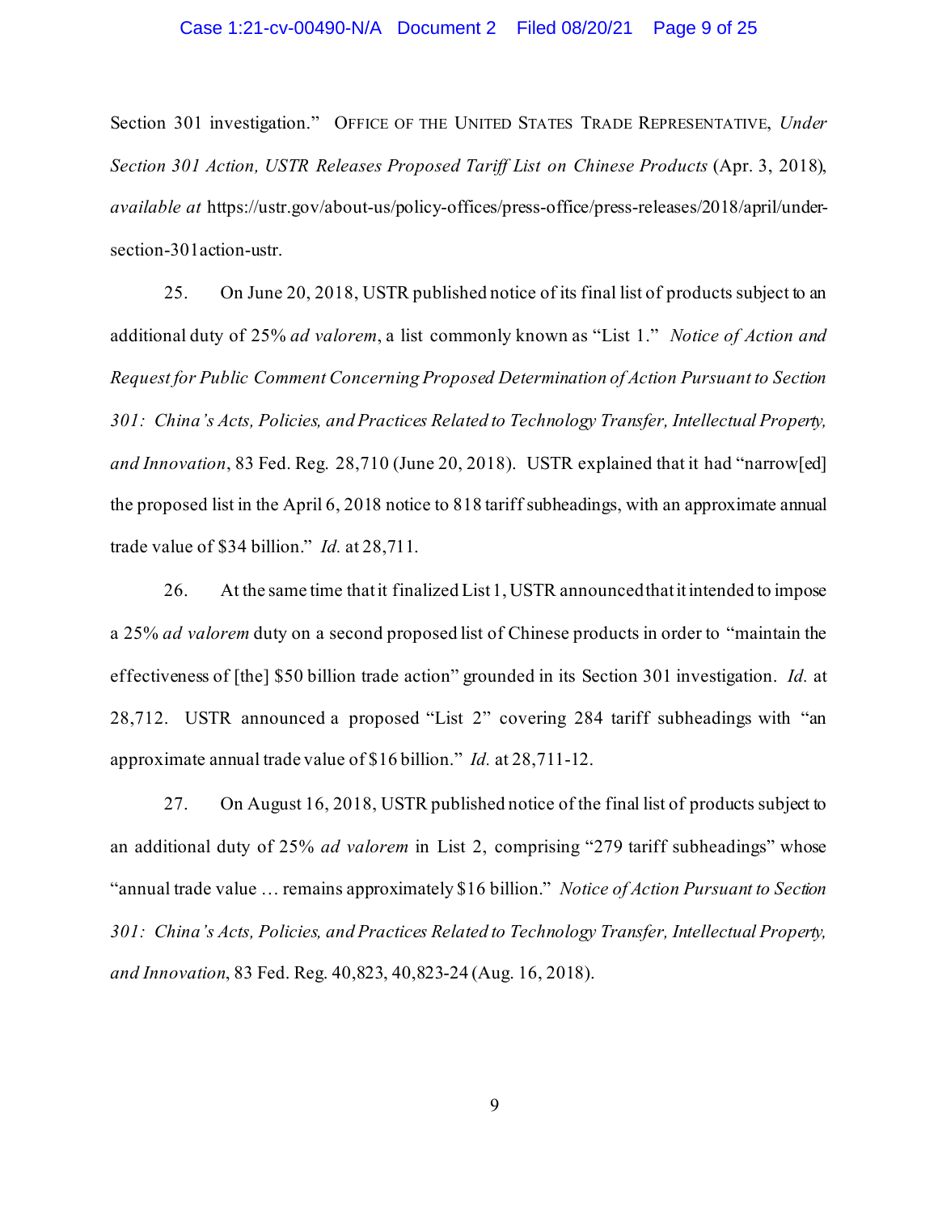Section 301 investigation." OFFICE OF THE UNITED STATES TRADE REPRESENTATIVE, *Under Section 301 Action, USTR Releases Proposed Tariff List on Chinese Products* (Apr. 3, 2018), *available at* https://ustr.gov/about-us/policy-offices/press-office/press-releases/2018/april/under-section-301action-ustr.

25. On June 20, 2018, USTR published notice of its final list of products subject to an additional duty of 25% *ad valorem*, a list commonly known as "List 1." *Notice of Action and Request for Public Comment Concerning Proposed Determination of Action Pursuant to Section 301: China's Acts, Policies, and Practices Related to Technology Transfer, Intellectual Property, and Innovation*, 83 Fed. Reg. 28,710 (June 20, 2018). USTR explained that it had "narrow[ed] the proposed list in the April 6, 2018 notice to 818 tariff subheadings, with an approximate annual trade value of $34 billion." *Id.* at 28,711.

26. At the same time that it finalized List 1, USTR announced that it intended to impose a 25% *ad valorem* duty on a second proposed list of Chinese products in order to "maintain the effectiveness of [the] $50 billion trade action" grounded in its Section 301 investigation. *Id.* at 28,712. USTR announced a proposed "List 2" covering 284 tariff subheadings with "an approximate annual trade value of $16 billion." *Id.* at 28,711-12.

27. On August 16, 2018, USTR published notice of the final list of products subject to an additional duty of 25% *ad valorem* in List 2, comprising "279 tariff subheadings" whose "annual trade value … remains approximately $16 billion." *Notice of Action Pursuant to Section 301: China's Acts, Policies, and Practices Related to Technology Transfer, Intellectual Property, and Innovation*, 83 Fed. Reg. 40,823, 40,823-24 (Aug. 16, 2018).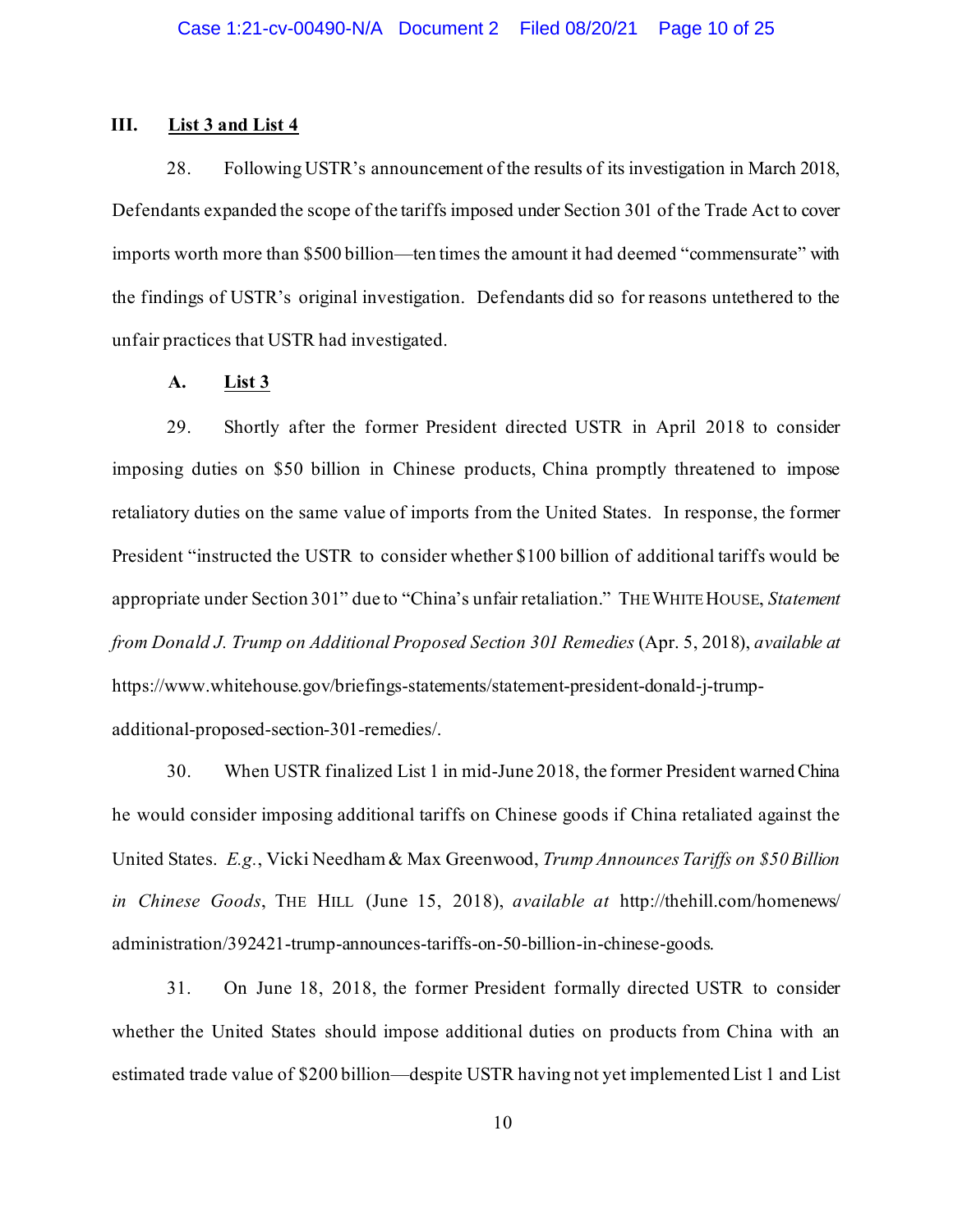### III. List 3 and List 4

28. Following USTR's announcement of the results of its investigation in March 2018, Defendants expanded the scope of the tariffs imposed under Section 301 of the Trade Act to cover imports worth more than $500 billion—ten times the amount it had deemed "commensurate" with the findings of USTR's original investigation. Defendants did so for reasons untethered to the unfair practices that USTR had investigated.

#### A. List 3

29. Shortly after the former President directed USTR in April 2018 to consider imposing duties on $50 billion in Chinese products, China promptly threatened to impose retaliatory duties on the same value of imports from the United States. In response, the former President "instructed the USTR to consider whether $100 billion of additional tariffs would be appropriate under Section 301" due to "China's unfair retaliation." THE WHITE HOUSE, *Statement from Donald J. Trump on Additional Proposed Section 301 Remedies* (Apr. 5, 2018), *available at* https://www.whitehouse.gov/briefings-statements/statement-president-donald-j-trump-additional-proposed-section-301-remedies/.

30. When USTR finalized List 1 in mid-June 2018, the former President warned China he would consider imposing additional tariffs on Chinese goods if China retaliated against the United States. *E.g.*, Vicki Needham & Max Greenwood, *Trump Announces Tariffs on $50 Billion in Chinese Goods*, THE HILL (June 15, 2018), *available at* http://thehill.com/homenews/administration/392421-trump-announces-tariffs-on-50-billion-in-chinese-goods.

31. On June 18, 2018, the former President formally directed USTR to consider whether the United States should impose additional duties on products from China with an estimated trade value of $200 billion—despite USTR having not yet implemented List 1 and List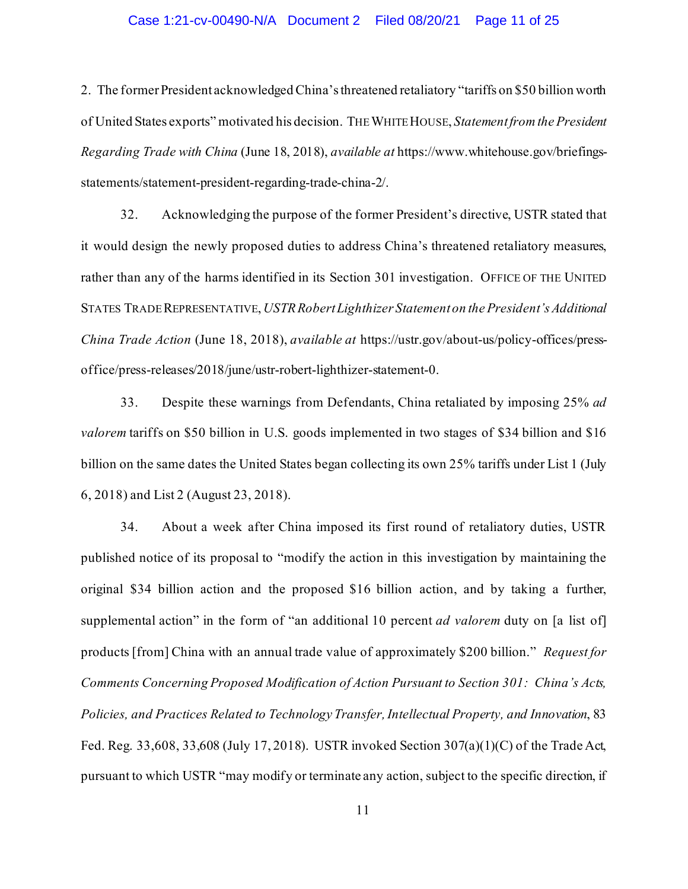2. The former President acknowledged China's threatened retaliatory "tariffs on $50 billion worth of United States exports" motivated his decision. THE WHITE HOUSE, *Statement from the President Regarding Trade with China* (June 18, 2018), *available at* https://www.whitehouse.gov/briefings-statements/statement-president-regarding-trade-china-2/.

32. Acknowledging the purpose of the former President's directive, USTR stated that it would design the newly proposed duties to address China's threatened retaliatory measures, rather than any of the harms identified in its Section 301 investigation. OFFICE OF THE UNITED STATES TRADE REPRESENTATIVE, *USTR Robert Lighthizer Statement on the President's Additional China Trade Action* (June 18, 2018), *available at* https://ustr.gov/about-us/policy-offices/press-office/press-releases/2018/june/ustr-robert-lighthizer-statement-0.

33. Despite these warnings from Defendants, China retaliated by imposing 25% *ad valorem* tariffs on $50 billion in U.S. goods implemented in two stages of $34 billion and $16 billion on the same dates the United States began collecting its own 25% tariffs under List 1 (July 6, 2018) and List 2 (August 23, 2018).

34. About a week after China imposed its first round of retaliatory duties, USTR published notice of its proposal to "modify the action in this investigation by maintaining the original $34 billion action and the proposed $16 billion action, and by taking a further, supplemental action" in the form of "an additional 10 percent *ad valorem* duty on [a list of] products [from] China with an annual trade value of approximately $200 billion." *Request for Comments Concerning Proposed Modification of Action Pursuant to Section 301: China's Acts, Policies, and Practices Related to Technology Transfer, Intellectual Property, and Innovation*, 83 Fed. Reg. 33,608, 33,608 (July 17, 2018). USTR invoked Section 307(a)(1)(C) of the Trade Act, pursuant to which USTR "may modify or terminate any action, subject to the specific direction, if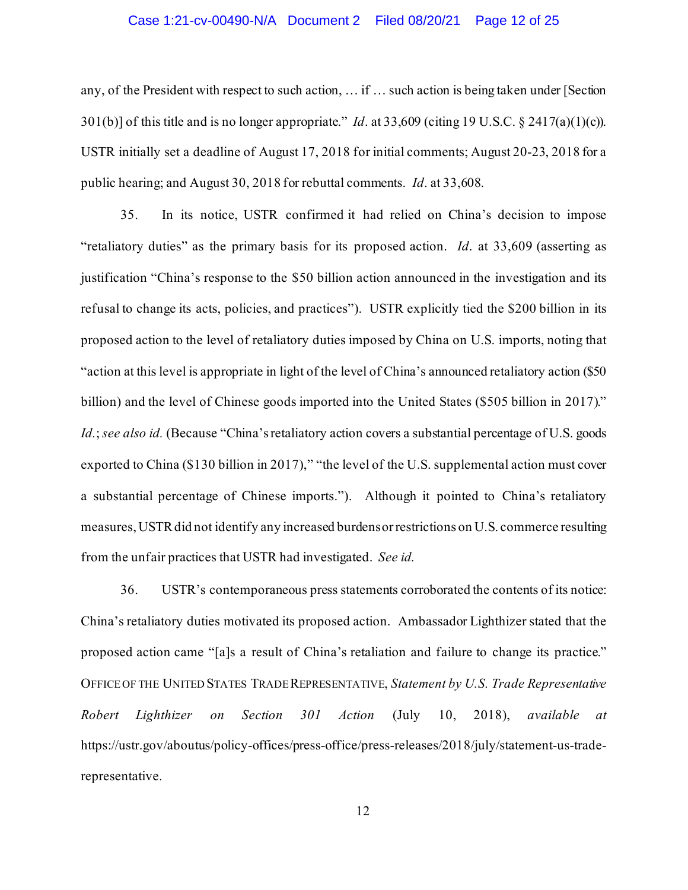any, of the President with respect to such action, … if … such action is being taken under [Section 301(b)] of this title and is no longer appropriate." *Id*. at 33,609 (citing 19 U.S.C. § 2417(a)(1)(c)). USTR initially set a deadline of August 17, 2018 for initial comments; August 20-23, 2018 for a public hearing; and August 30, 2018 for rebuttal comments. *Id*. at 33,608.

35. In its notice, USTR confirmed it had relied on China's decision to impose "retaliatory duties" as the primary basis for its proposed action. *Id*. at 33,609 (asserting as justification "China's response to the $50 billion action announced in the investigation and its refusal to change its acts, policies, and practices"). USTR explicitly tied the $200 billion in its proposed action to the level of retaliatory duties imposed by China on U.S. imports, noting that "action at this level is appropriate in light of the level of China's announced retaliatory action ($50 billion) and the level of Chinese goods imported into the United States ($505 billion in 2017)." *Id.*; *see also id.* (Because "China's retaliatory action covers a substantial percentage of U.S. goods exported to China ($130 billion in 2017)," "the level of the U.S. supplemental action must cover a substantial percentage of Chinese imports."). Although it pointed to China's retaliatory measures, USTR did not identify any increased burdens or restrictions on U.S. commerce resulting from the unfair practices that USTR had investigated. *See id.*

36. USTR's contemporaneous press statements corroborated the contents of its notice: China's retaliatory duties motivated its proposed action. Ambassador Lighthizer stated that the proposed action came "[a]s a result of China's retaliation and failure to change its practice." OFFICE OF THE UNITED STATES TRADE REPRESENTATIVE, *Statement by U.S. Trade Representative Robert Lighthizer on Section 301 Action* (July 10, 2018), *available at* https://ustr.gov/aboutus/policy-offices/press-office/press-releases/2018/july/statement-us-trade-representative.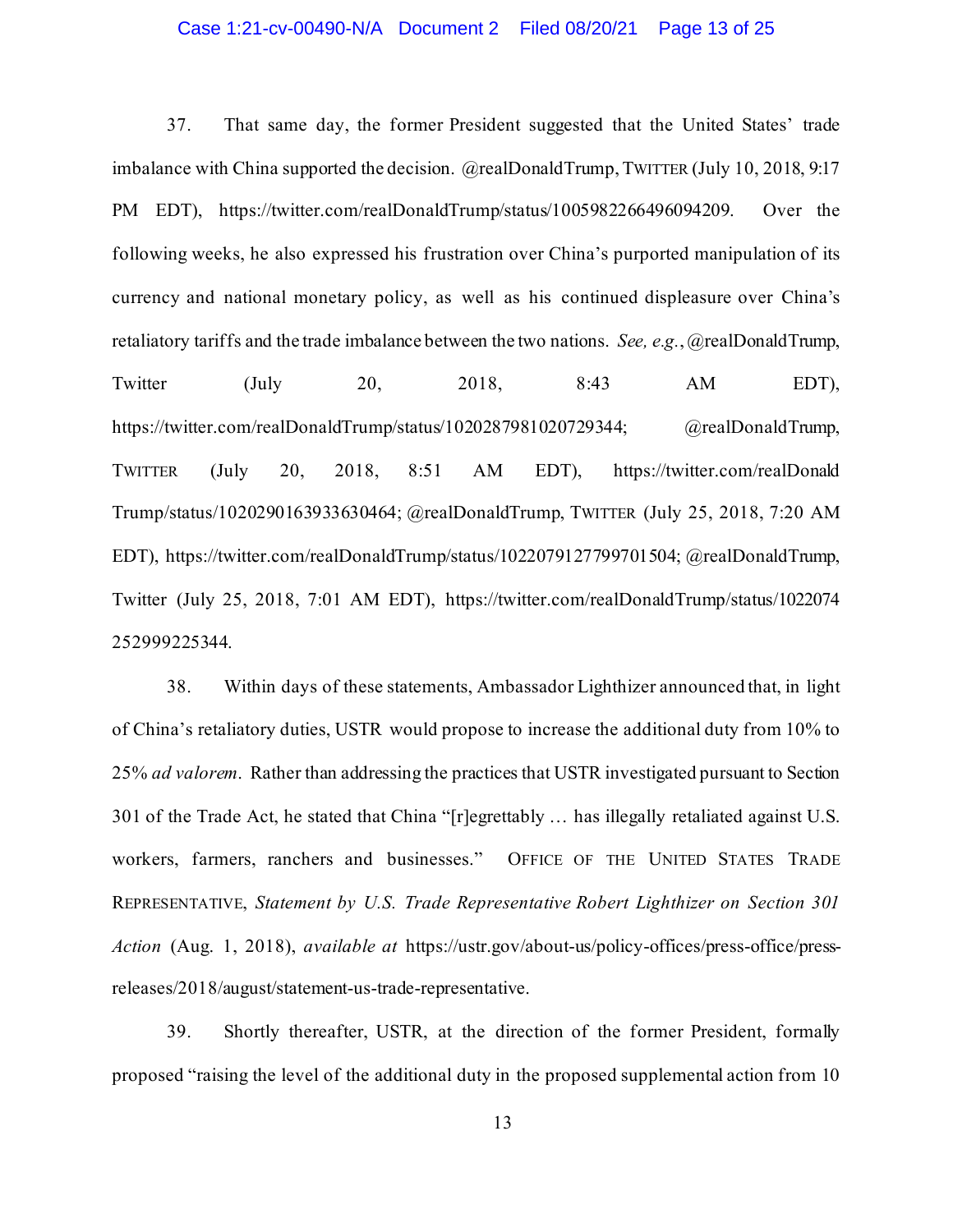37. That same day, the former President suggested that the United States' trade imbalance with China supported the decision. @realDonaldTrump, TWITTER (July 10, 2018, 9:17 PM EDT), https://twitter.com/realDonaldTrump/status/1005982266496094209. Over the following weeks, he also expressed his frustration over China's purported manipulation of its currency and national monetary policy, as well as his continued displeasure over China's retaliatory tariffs and the trade imbalance between the two nations. *See, e.g.*, @realDonaldTrump, Twitter (July 20, 2018, 8:43 AM EDT), https://twitter.com/realDonaldTrump/status/1020287981020729344; @realDonaldTrump, TWITTER (July 20, 2018, 8:51 AM EDT), https://twitter.com/realDonaldTrump/status/1020290163933630464; @realDonaldTrump, TWITTER (July 25, 2018, 7:20 AM EDT), https://twitter.com/realDonaldTrump/status/1022079127799701504; @realDonaldTrump, Twitter (July 25, 2018, 7:01 AM EDT), https://twitter.com/realDonaldTrump/status/1022074252999225344.

38. Within days of these statements, Ambassador Lighthizer announced that, in light of China's retaliatory duties, USTR would propose to increase the additional duty from 10% to 25% *ad valorem*. Rather than addressing the practices that USTR investigated pursuant to Section 301 of the Trade Act, he stated that China "[r]egrettably … has illegally retaliated against U.S. workers, farmers, ranchers and businesses." OFFICE OF THE UNITED STATES TRADE REPRESENTATIVE, *Statement by U.S. Trade Representative Robert Lighthizer on Section 301 Action* (Aug. 1, 2018), *available at* https://ustr.gov/about-us/policy-offices/press-office/press-releases/2018/august/statement-us-trade-representative.

39. Shortly thereafter, USTR, at the direction of the former President, formally proposed "raising the level of the additional duty in the proposed supplemental action from 10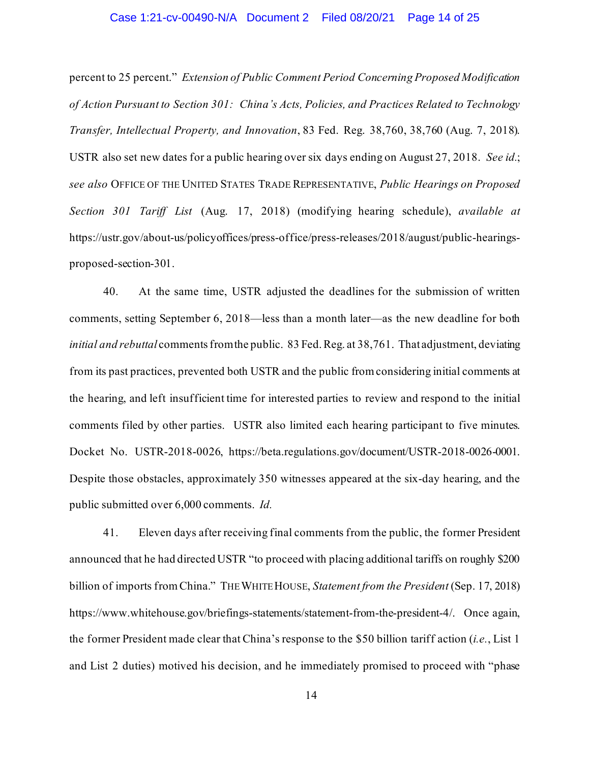percent to 25 percent." *Extension of Public Comment Period Concerning Proposed Modification of Action Pursuant to Section 301: China's Acts, Policies, and Practices Related to Technology Transfer, Intellectual Property, and Innovation*, 83 Fed. Reg. 38,760, 38,760 (Aug. 7, 2018). USTR also set new dates for a public hearing over six days ending on August 27, 2018. *See id.*; *see also* OFFICE OF THE UNITED STATES TRADE REPRESENTATIVE, *Public Hearings on Proposed Section 301 Tariff List* (Aug. 17, 2018) (modifying hearing schedule), *available at* https://ustr.gov/about-us/policyoffices/press-office/press-releases/2018/august/public-hearings-proposed-section-301.

40. At the same time, USTR adjusted the deadlines for the submission of written comments, setting September 6, 2018—less than a month later—as the new deadline for both *initial and rebuttal* comments from the public. 83 Fed. Reg. at 38,761. That adjustment, deviating from its past practices, prevented both USTR and the public from considering initial comments at the hearing, and left insufficient time for interested parties to review and respond to the initial comments filed by other parties. USTR also limited each hearing participant to five minutes. Docket No. USTR-2018-0026, https://beta.regulations.gov/document/USTR-2018-0026-0001. Despite those obstacles, approximately 350 witnesses appeared at the six-day hearing, and the public submitted over 6,000 comments. *Id.*

41. Eleven days after receiving final comments from the public, the former President announced that he had directed USTR "to proceed with placing additional tariffs on roughly $200 billion of imports from China." THE WHITE HOUSE, *Statement from the President* (Sep. 17, 2018) https://www.whitehouse.gov/briefings-statements/statement-from-the-president-4/. Once again, the former President made clear that China's response to the $50 billion tariff action (*i.e.*, List 1 and List 2 duties) motived his decision, and he immediately promised to proceed with "phase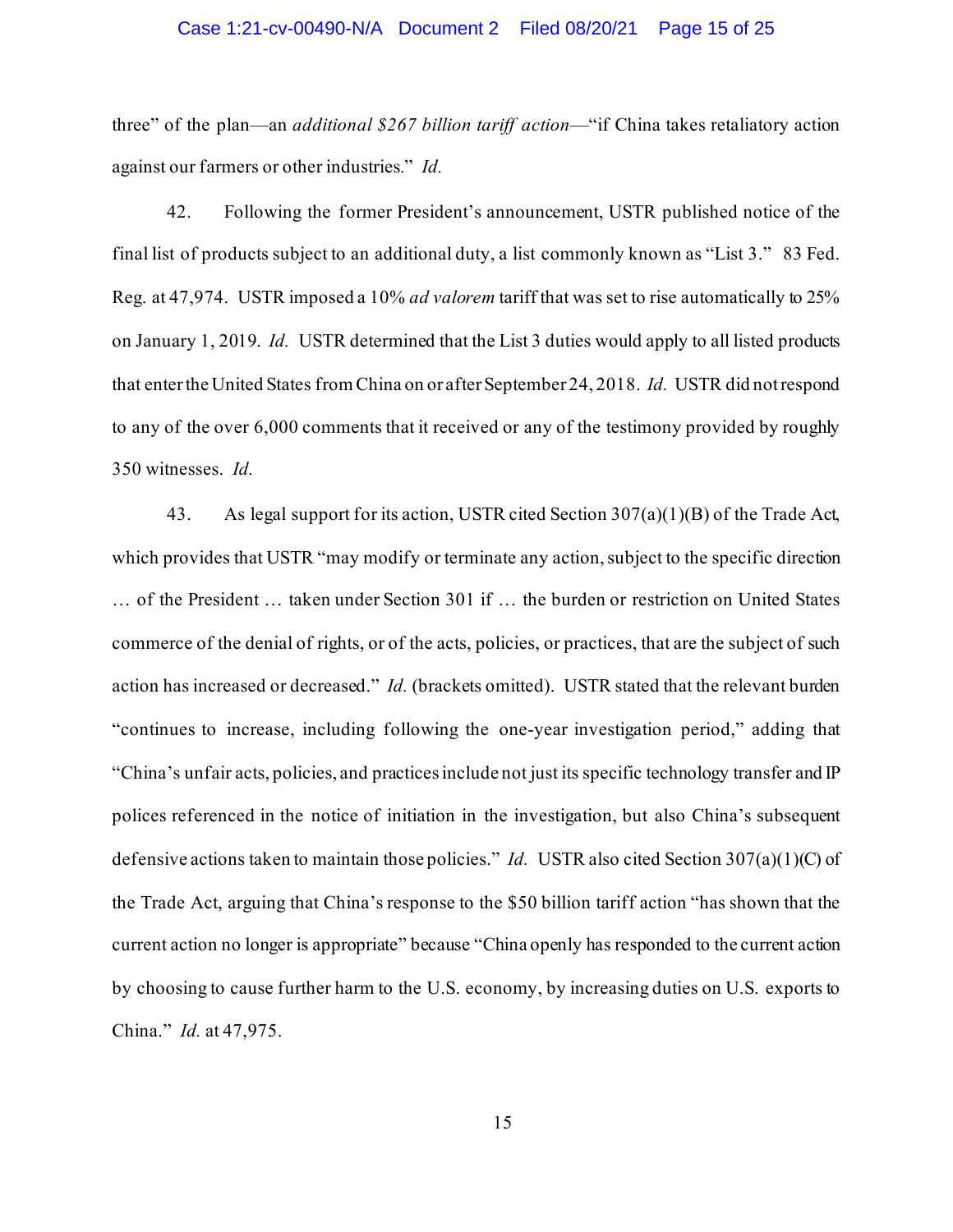three" of the plan—an *additional $267 billion tariff action*—"if China takes retaliatory action against our farmers or other industries." *Id.*

42. Following the former President's announcement, USTR published notice of the final list of products subject to an additional duty, a list commonly known as "List 3." 83 Fed. Reg. at 47,974. USTR imposed a 10% *ad valorem* tariff that was set to rise automatically to 25% on January 1, 2019. *Id.* USTR determined that the List 3 duties would apply to all listed products that enter the United States from China on or after September 24, 2018. *Id.* USTR did not respond to any of the over 6,000 comments that it received or any of the testimony provided by roughly 350 witnesses. *Id.*

43. As legal support for its action, USTR cited Section 307(a)(1)(B) of the Trade Act, which provides that USTR "may modify or terminate any action, subject to the specific direction … of the President … taken under Section 301 if … the burden or restriction on United States commerce of the denial of rights, or of the acts, policies, or practices, that are the subject of such action has increased or decreased." *Id.* (brackets omitted). USTR stated that the relevant burden "continues to increase, including following the one-year investigation period," adding that "China's unfair acts, policies, and practices include not just its specific technology transfer and IP polices referenced in the notice of initiation in the investigation, but also China's subsequent defensive actions taken to maintain those policies." *Id.* USTR also cited Section 307(a)(1)(C) of the Trade Act, arguing that China's response to the $50 billion tariff action "has shown that the current action no longer is appropriate" because "China openly has responded to the current action by choosing to cause further harm to the U.S. economy, by increasing duties on U.S. exports to China." *Id.* at 47,975.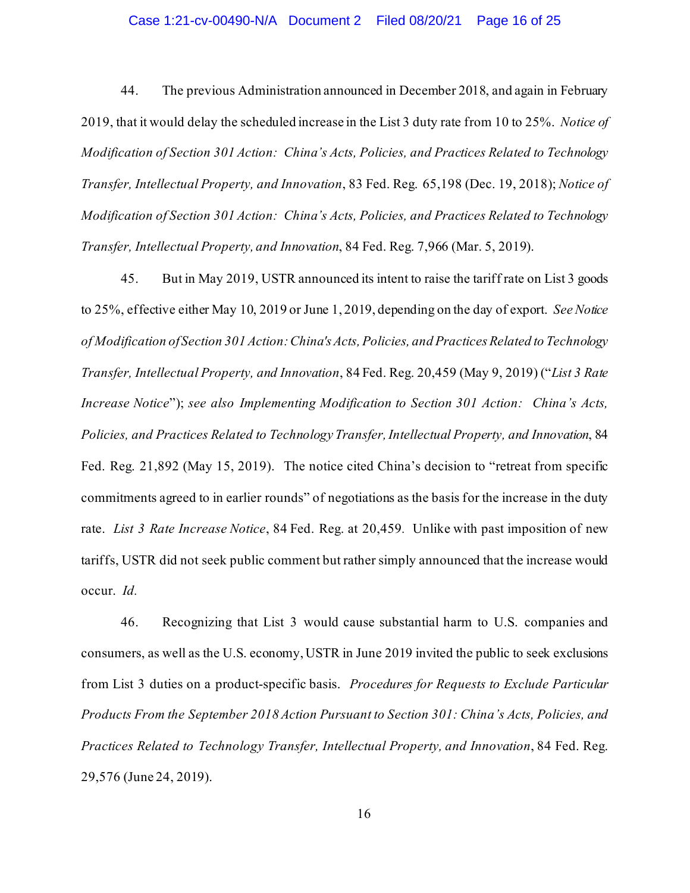44. The previous Administration announced in December 2018, and again in February 2019, that it would delay the scheduled increase in the List 3 duty rate from 10 to 25%. *Notice of Modification of Section 301 Action: China's Acts, Policies, and Practices Related to Technology Transfer, Intellectual Property, and Innovation*, 83 Fed. Reg. 65,198 (Dec. 19, 2018); *Notice of Modification of Section 301 Action: China's Acts, Policies, and Practices Related to Technology Transfer, Intellectual Property, and Innovation*, 84 Fed. Reg. 7,966 (Mar. 5, 2019).

45. But in May 2019, USTR announced its intent to raise the tariff rate on List 3 goods to 25%, effective either May 10, 2019 or June 1, 2019, depending on the day of export. *See Notice of Modification of Section 301 Action: China's Acts, Policies, and Practices Related to Technology Transfer, Intellectual Property, and Innovation*, 84 Fed. Reg. 20,459 (May 9, 2019) ("*List 3 Rate Increase Notice*"); *see also Implementing Modification to Section 301 Action: China's Acts, Policies, and Practices Related to Technology Transfer, Intellectual Property, and Innovation*, 84 Fed. Reg. 21,892 (May 15, 2019). The notice cited China's decision to "retreat from specific commitments agreed to in earlier rounds" of negotiations as the basis for the increase in the duty rate. *List 3 Rate Increase Notice*, 84 Fed. Reg. at 20,459. Unlike with past imposition of new tariffs, USTR did not seek public comment but rather simply announced that the increase would occur. *Id.*

46. Recognizing that List 3 would cause substantial harm to U.S. companies and consumers, as well as the U.S. economy, USTR in June 2019 invited the public to seek exclusions from List 3 duties on a product-specific basis. *Procedures for Requests to Exclude Particular Products From the September 2018 Action Pursuant to Section 301: China's Acts, Policies, and Practices Related to Technology Transfer, Intellectual Property, and Innovation*, 84 Fed. Reg. 29,576 (June 24, 2019).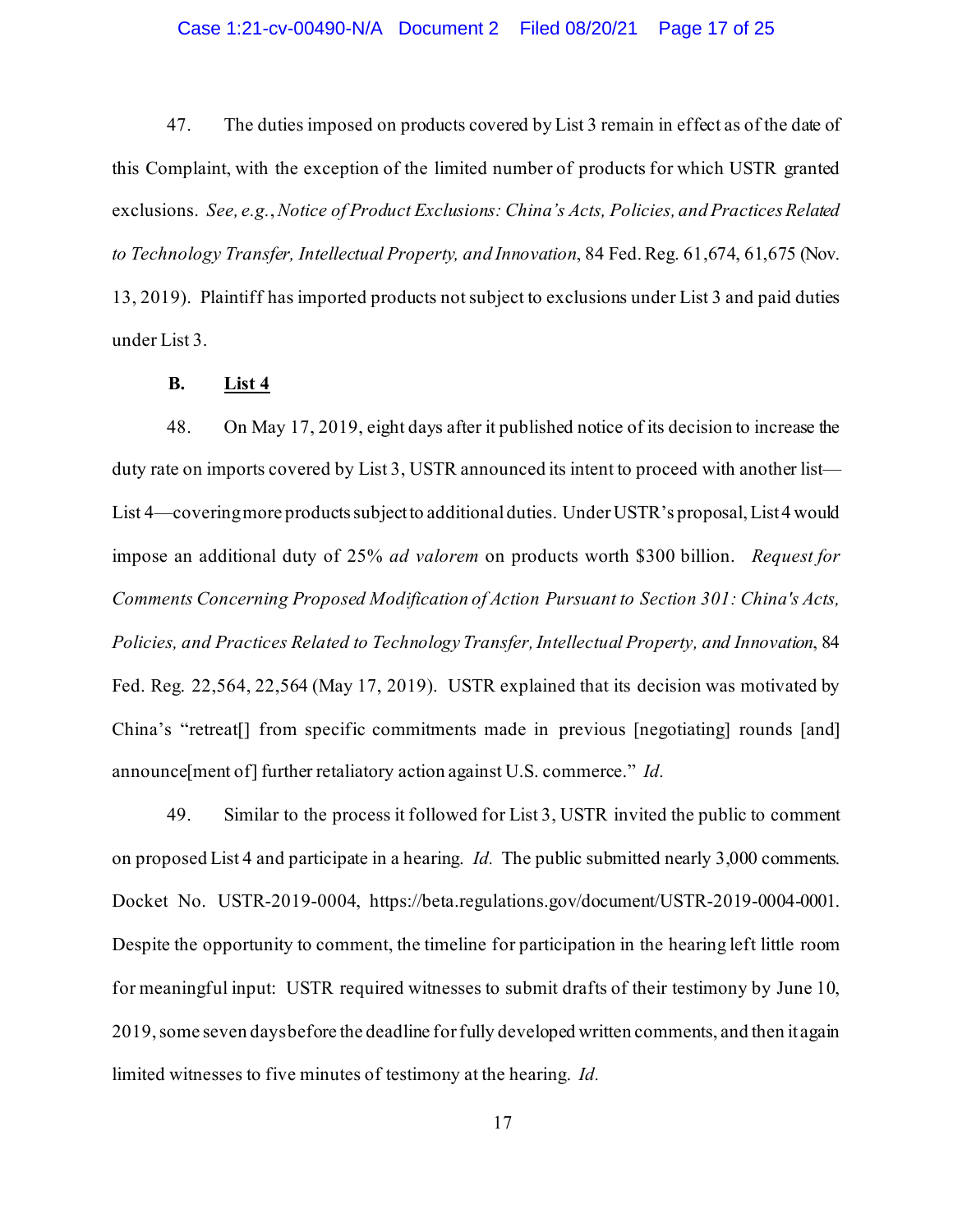47. The duties imposed on products covered by List 3 remain in effect as of the date of this Complaint, with the exception of the limited number of products for which USTR granted exclusions. *See, e.g.*, *Notice of Product Exclusions: China's Acts, Policies, and Practices Related to Technology Transfer, Intellectual Property, and Innovation*, 84 Fed. Reg. 61,674, 61,675 (Nov. 13, 2019). Plaintiff has imported products not subject to exclusions under List 3 and paid duties under List 3.

**B. <u>List 4</u>**

48. On May 17, 2019, eight days after it published notice of its decision to increase the duty rate on imports covered by List 3, USTR announced its intent to proceed with another list—List 4—covering more products subject to additional duties. Under USTR's proposal, List 4 would impose an additional duty of 25% *ad valorem* on products worth $300 billion. *Request for Comments Concerning Proposed Modification of Action Pursuant to Section 301: China's Acts, Policies, and Practices Related to Technology Transfer, Intellectual Property, and Innovation*, 84 Fed. Reg. 22,564, 22,564 (May 17, 2019). USTR explained that its decision was motivated by China's "retreat[] from specific commitments made in previous [negotiating] rounds [and] announce[ment of] further retaliatory action against U.S. commerce." *Id.*

49. Similar to the process it followed for List 3, USTR invited the public to comment on proposed List 4 and participate in a hearing. *Id.* The public submitted nearly 3,000 comments. Docket No. USTR-2019-0004, https://beta.regulations.gov/document/USTR-2019-0004-0001. Despite the opportunity to comment, the timeline for participation in the hearing left little room for meaningful input: USTR required witnesses to submit drafts of their testimony by June 10, 2019, some seven days before the deadline for fully developed written comments, and then it again limited witnesses to five minutes of testimony at the hearing. *Id.*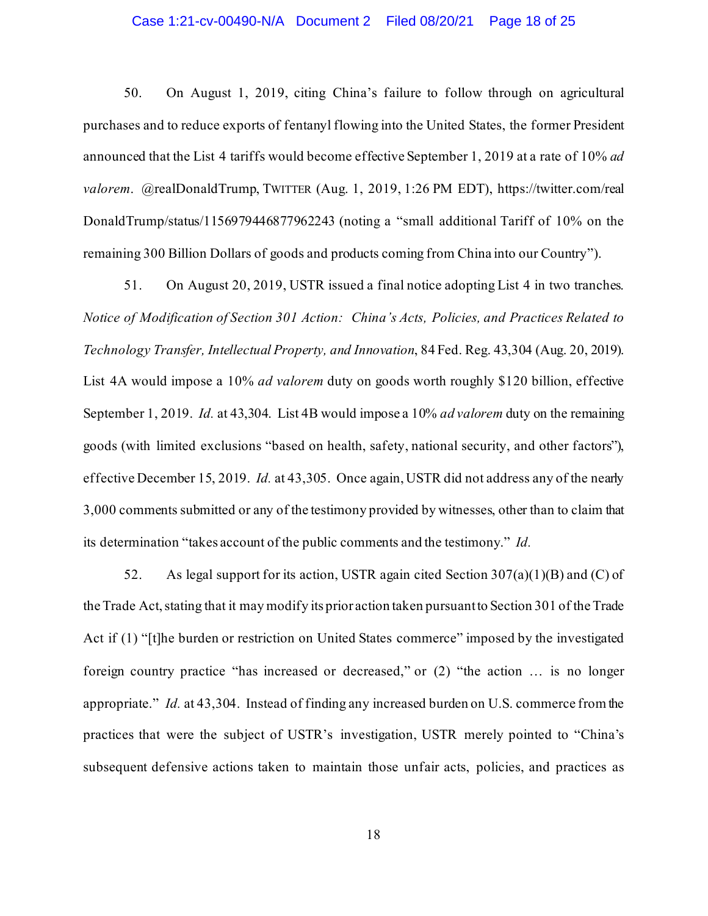50. On August 1, 2019, citing China's failure to follow through on agricultural purchases and to reduce exports of fentanyl flowing into the United States, the former President announced that the List 4 tariffs would become effective September 1, 2019 at a rate of 10% *ad valorem*. @realDonaldTrump, TWITTER (Aug. 1, 2019, 1:26 PM EDT), https://twitter.com/realDonaldTrump/status/1156979446877962243 (noting a "small additional Tariff of 10% on the remaining 300 Billion Dollars of goods and products coming from China into our Country").

51. On August 20, 2019, USTR issued a final notice adopting List 4 in two tranches. *Notice of Modification of Section 301 Action: China's Acts, Policies, and Practices Related to Technology Transfer, Intellectual Property, and Innovation*, 84 Fed. Reg. 43,304 (Aug. 20, 2019). List 4A would impose a 10% *ad valorem* duty on goods worth roughly $120 billion, effective September 1, 2019. *Id.* at 43,304. List 4B would impose a 10% *ad valorem* duty on the remaining goods (with limited exclusions "based on health, safety, national security, and other factors"), effective December 15, 2019. *Id.* at 43,305. Once again, USTR did not address any of the nearly 3,000 comments submitted or any of the testimony provided by witnesses, other than to claim that its determination "takes account of the public comments and the testimony." *Id.*

52. As legal support for its action, USTR again cited Section 307(a)(1)(B) and (C) of the Trade Act, stating that it may modify its prior action taken pursuant to Section 301 of the Trade Act if (1) "[t]he burden or restriction on United States commerce" imposed by the investigated foreign country practice "has increased or decreased," or (2) "the action … is no longer appropriate." *Id.* at 43,304. Instead of finding any increased burden on U.S. commerce from the practices that were the subject of USTR's investigation, USTR merely pointed to "China's subsequent defensive actions taken to maintain those unfair acts, policies, and practices as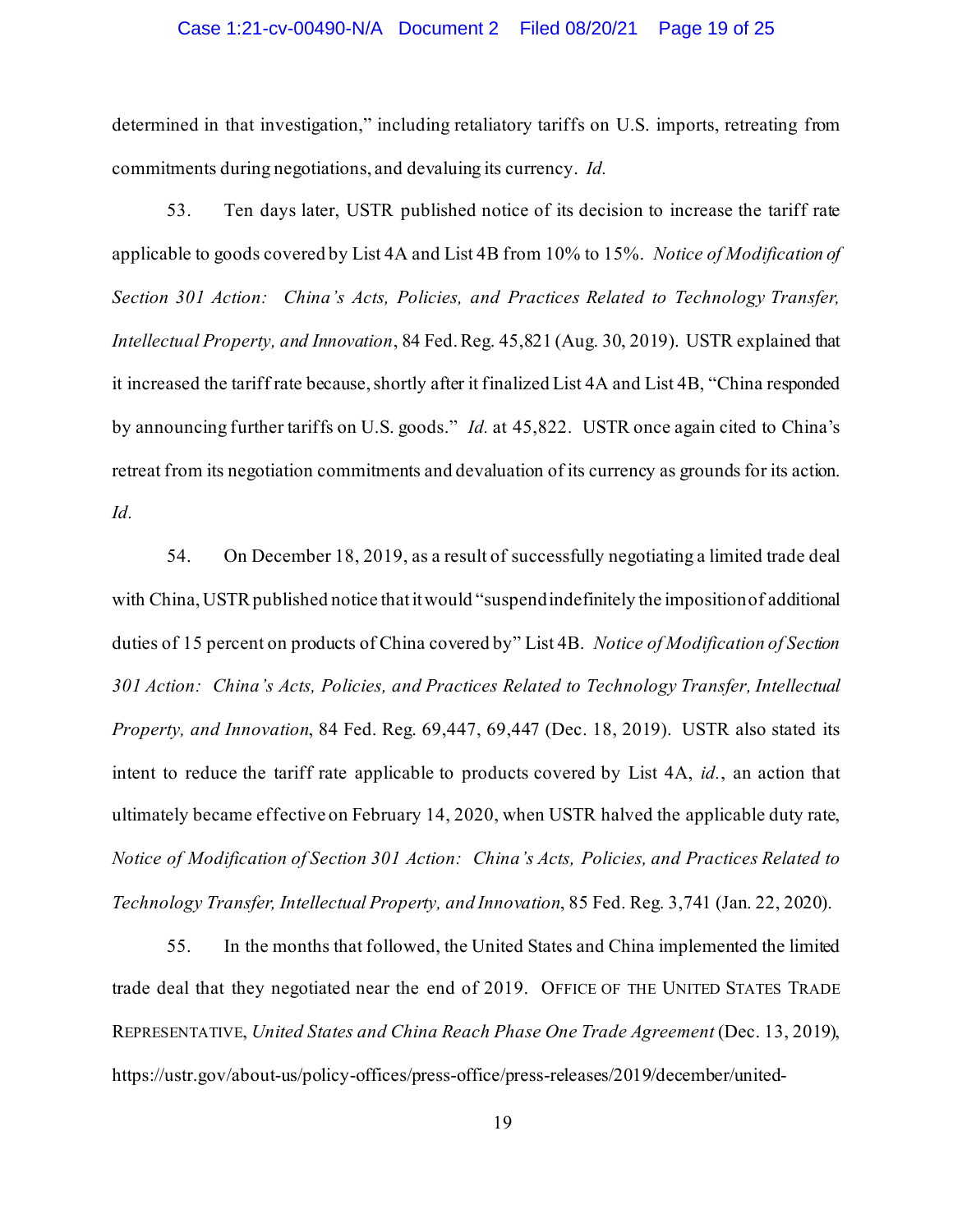determined in that investigation," including retaliatory tariffs on U.S. imports, retreating from commitments during negotiations, and devaluing its currency. *Id.*

53. Ten days later, USTR published notice of its decision to increase the tariff rate applicable to goods covered by List 4A and List 4B from 10% to 15%. *Notice of Modification of Section 301 Action: China's Acts, Policies, and Practices Related to Technology Transfer, Intellectual Property, and Innovation*, 84 Fed. Reg. 45,821 (Aug. 30, 2019). USTR explained that it increased the tariff rate because, shortly after it finalized List 4A and List 4B, "China responded by announcing further tariffs on U.S. goods." *Id.* at 45,822. USTR once again cited to China's retreat from its negotiation commitments and devaluation of its currency as grounds for its action. *Id.*

54. On December 18, 2019, as a result of successfully negotiating a limited trade deal with China, USTR published notice that it would "suspend indefinitely the imposition of additional duties of 15 percent on products of China covered by" List 4B. *Notice of Modification of Section 301 Action: China's Acts, Policies, and Practices Related to Technology Transfer, Intellectual Property, and Innovation*, 84 Fed. Reg. 69,447, 69,447 (Dec. 18, 2019). USTR also stated its intent to reduce the tariff rate applicable to products covered by List 4A, *id.*, an action that ultimately became effective on February 14, 2020, when USTR halved the applicable duty rate, *Notice of Modification of Section 301 Action: China's Acts, Policies, and Practices Related to Technology Transfer, Intellectual Property, and Innovation*, 85 Fed. Reg. 3,741 (Jan. 22, 2020).

55. In the months that followed, the United States and China implemented the limited trade deal that they negotiated near the end of 2019. OFFICE OF THE UNITED STATES TRADE REPRESENTATIVE, *United States and China Reach Phase One Trade Agreement* (Dec. 13, 2019), https://ustr.gov/about-us/policy-offices/press-office/press-releases/2019/december/united-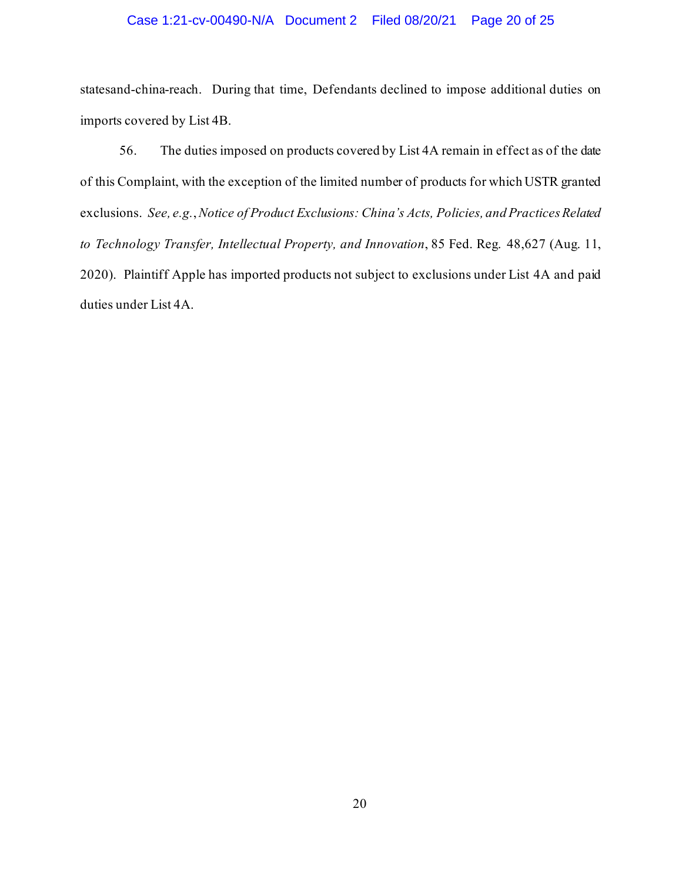statesand-china-reach. During that time, Defendants declined to impose additional duties on imports covered by List 4B.

56. The duties imposed on products covered by List 4A remain in effect as of the date of this Complaint, with the exception of the limited number of products for which USTR granted exclusions. *See, e.g.*, *Notice of Product Exclusions: China's Acts, Policies, and Practices Related to Technology Transfer, Intellectual Property, and Innovation*, 85 Fed. Reg. 48,627 (Aug. 11, 2020). Plaintiff Apple has imported products not subject to exclusions under List 4A and paid duties under List 4A.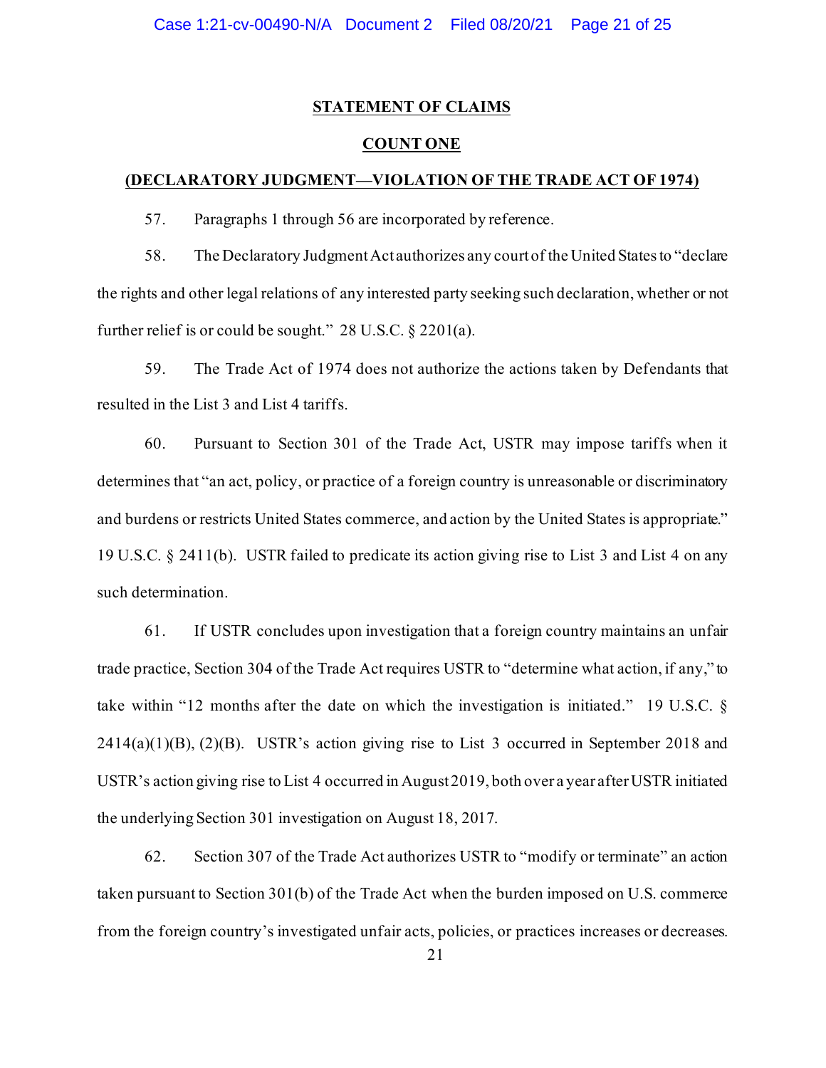## STATEMENT OF CLAIMS

## COUNT ONE

### (DECLARATORY JUDGMENT—VIOLATION OF THE TRADE ACT OF 1974)

57. Paragraphs 1 through 56 are incorporated by reference.

58. The Declaratory Judgment Act authorizes any court of the United States to "declare the rights and other legal relations of any interested party seeking such declaration, whether or not further relief is or could be sought." 28 U.S.C. § 2201(a).

59. The Trade Act of 1974 does not authorize the actions taken by Defendants that resulted in the List 3 and List 4 tariffs.

60. Pursuant to Section 301 of the Trade Act, USTR may impose tariffs when it determines that "an act, policy, or practice of a foreign country is unreasonable or discriminatory and burdens or restricts United States commerce, and action by the United States is appropriate." 19 U.S.C. § 2411(b). USTR failed to predicate its action giving rise to List 3 and List 4 on any such determination.

61. If USTR concludes upon investigation that a foreign country maintains an unfair trade practice, Section 304 of the Trade Act requires USTR to "determine what action, if any," to take within "12 months after the date on which the investigation is initiated." 19 U.S.C. § 2414(a)(1)(B), (2)(B). USTR's action giving rise to List 3 occurred in September 2018 and USTR's action giving rise to List 4 occurred in August 2019, both over a year after USTR initiated the underlying Section 301 investigation on August 18, 2017.

62. Section 307 of the Trade Act authorizes USTR to "modify or terminate" an action taken pursuant to Section 301(b) of the Trade Act when the burden imposed on U.S. commerce from the foreign country's investigated unfair acts, policies, or practices increases or decreases.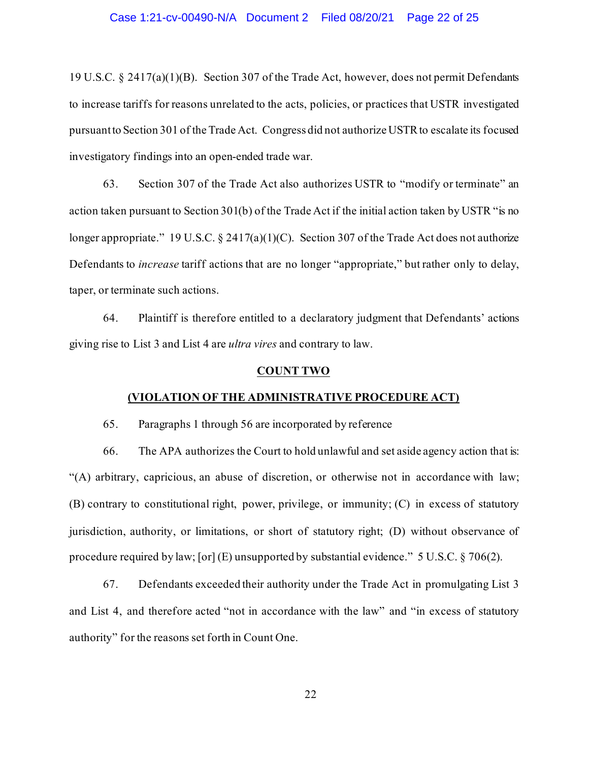19 U.S.C. § 2417(a)(1)(B). Section 307 of the Trade Act, however, does not permit Defendants to increase tariffs for reasons unrelated to the acts, policies, or practices that USTR investigated pursuant to Section 301 of the Trade Act. Congress did not authorize USTR to escalate its focused investigatory findings into an open-ended trade war.

63. Section 307 of the Trade Act also authorizes USTR to "modify or terminate" an action taken pursuant to Section 301(b) of the Trade Act if the initial action taken by USTR "is no longer appropriate." 19 U.S.C. § 2417(a)(1)(C). Section 307 of the Trade Act does not authorize Defendants to *increase* tariff actions that are no longer "appropriate," but rather only to delay, taper, or terminate such actions.

64. Plaintiff is therefore entitled to a declaratory judgment that Defendants' actions giving rise to List 3 and List 4 are *ultra vires* and contrary to law.

## COUNT TWO

## (VIOLATION OF THE ADMINISTRATIVE PROCEDURE ACT)

65. Paragraphs 1 through 56 are incorporated by reference

66. The APA authorizes the Court to hold unlawful and set aside agency action that is: "(A) arbitrary, capricious, an abuse of discretion, or otherwise not in accordance with law; (B) contrary to constitutional right, power, privilege, or immunity; (C) in excess of statutory jurisdiction, authority, or limitations, or short of statutory right; (D) without observance of procedure required by law; [or] (E) unsupported by substantial evidence." 5 U.S.C. § 706(2).

67. Defendants exceeded their authority under the Trade Act in promulgating List 3 and List 4, and therefore acted "not in accordance with the law" and "in excess of statutory authority" for the reasons set forth in Count One.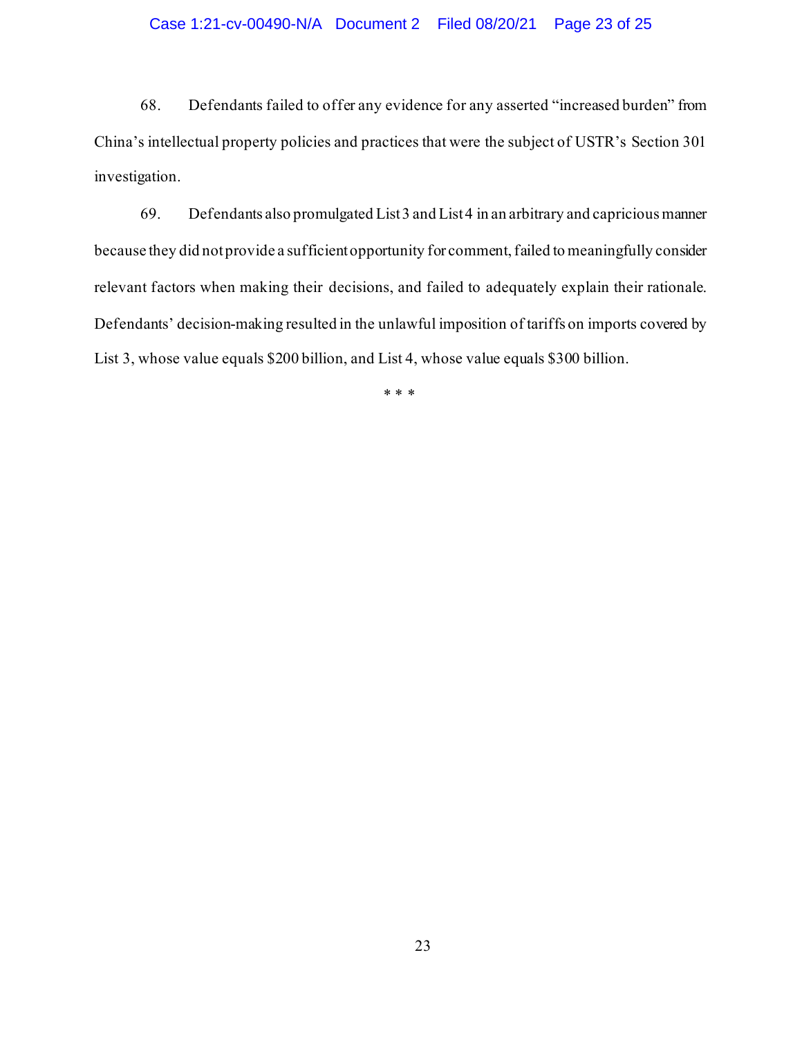68. Defendants failed to offer any evidence for any asserted "increased burden" from China's intellectual property policies and practices that were the subject of USTR's Section 301 investigation.

69. Defendants also promulgated List 3 and List 4 in an arbitrary and capricious manner because they did not provide a sufficient opportunity for comment, failed to meaningfully consider relevant factors when making their decisions, and failed to adequately explain their rationale. Defendants' decision-making resulted in the unlawful imposition of tariffs on imports covered by List 3, whose value equals $200 billion, and List 4, whose value equals $300 billion.

\* \* \*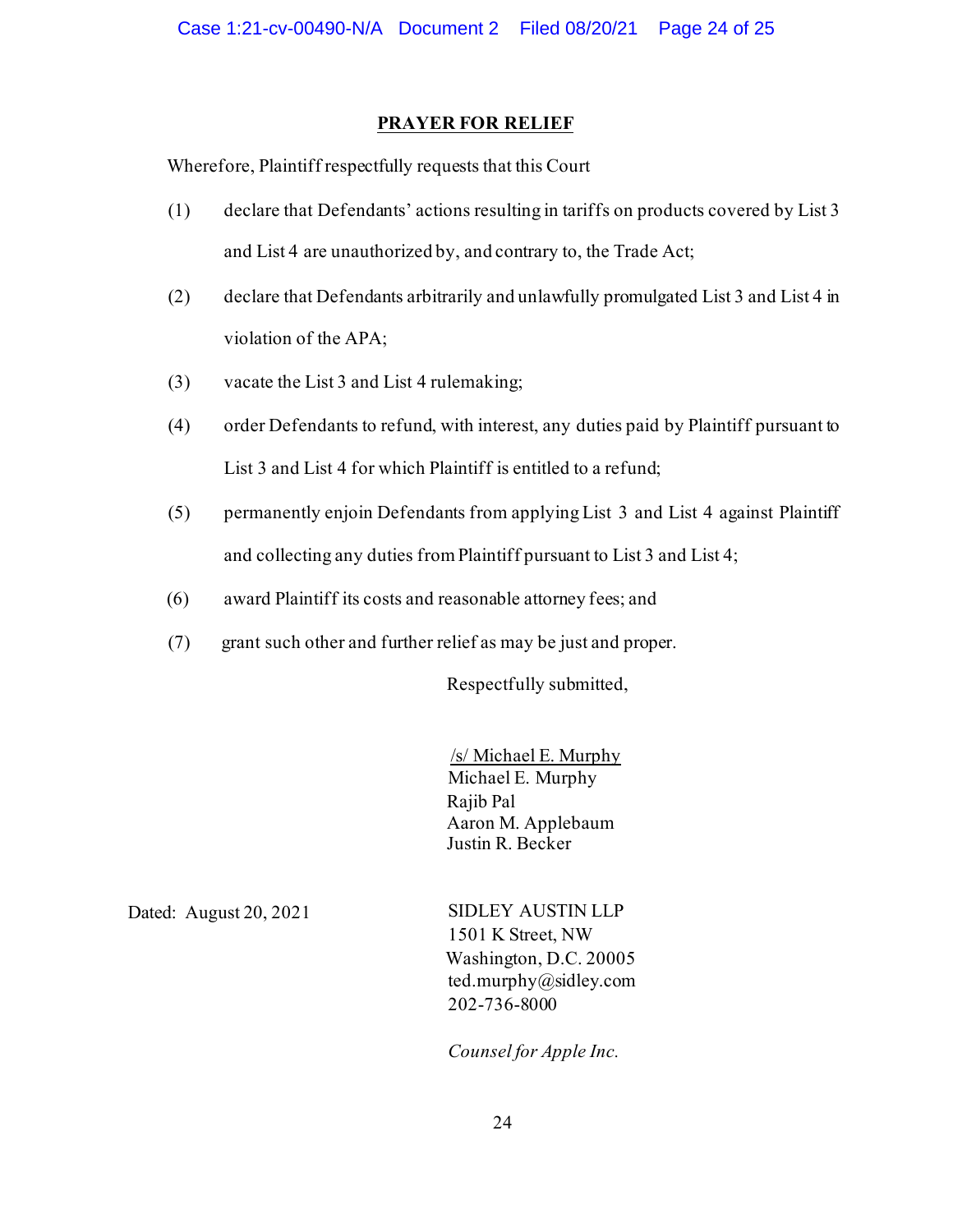## PRAYER FOR RELIEF

Wherefore, Plaintiff respectfully requests that this Court

(1) declare that Defendants' actions resulting in tariffs on products covered by List 3 and List 4 are unauthorized by, and contrary to, the Trade Act;

(2) declare that Defendants arbitrarily and unlawfully promulgated List 3 and List 4 in violation of the APA;

(3) vacate the List 3 and List 4 rulemaking;

(4) order Defendants to refund, with interest, any duties paid by Plaintiff pursuant to List 3 and List 4 for which Plaintiff is entitled to a refund;

(5) permanently enjoin Defendants from applying List 3 and List 4 against Plaintiff and collecting any duties from Plaintiff pursuant to List 3 and List 4;

(6) award Plaintiff its costs and reasonable attorney fees; and

(7) grant such other and further relief as may be just and proper.

Respectfully submitted,

/s/ Michael E. Murphy
Michael E. Murphy
Rajib Pal
Aaron M. Applebaum
Justin R. Becker

Dated: August 20, 2021

SIDLEY AUSTIN LLP
1501 K Street, NW
Washington, D.C. 20005
ted.murphy@sidley.com
202-736-8000

*Counsel for Apple Inc.*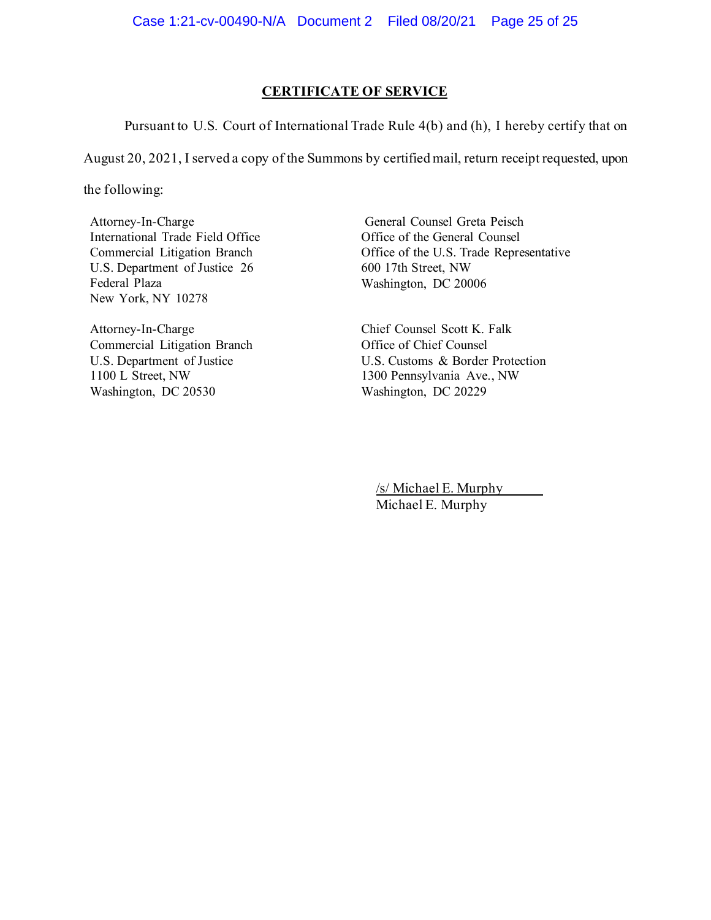## CERTIFICATE OF SERVICE

Pursuant to U.S. Court of International Trade Rule 4(b) and (h), I hereby certify that on August 20, 2021, I served a copy of the Summons by certified mail, return receipt requested, upon the following:

Attorney-In-Charge
International Trade Field Office
Commercial Litigation Branch
U.S. Department of Justice 26
Federal Plaza
New York, NY 10278

Attorney-In-Charge
Commercial Litigation Branch
U.S. Department of Justice
1100 L Street, NW
Washington, DC 20530

General Counsel Greta Peisch
Office of the General Counsel
Office of the U.S. Trade Representative
600 17th Street, NW
Washington, DC 20006

Chief Counsel Scott K. Falk
Office of Chief Counsel
U.S. Customs & Border Protection
1300 Pennsylvania Ave., NW
Washington, DC 20229

/s/ Michael E. Murphy
Michael E. Murphy